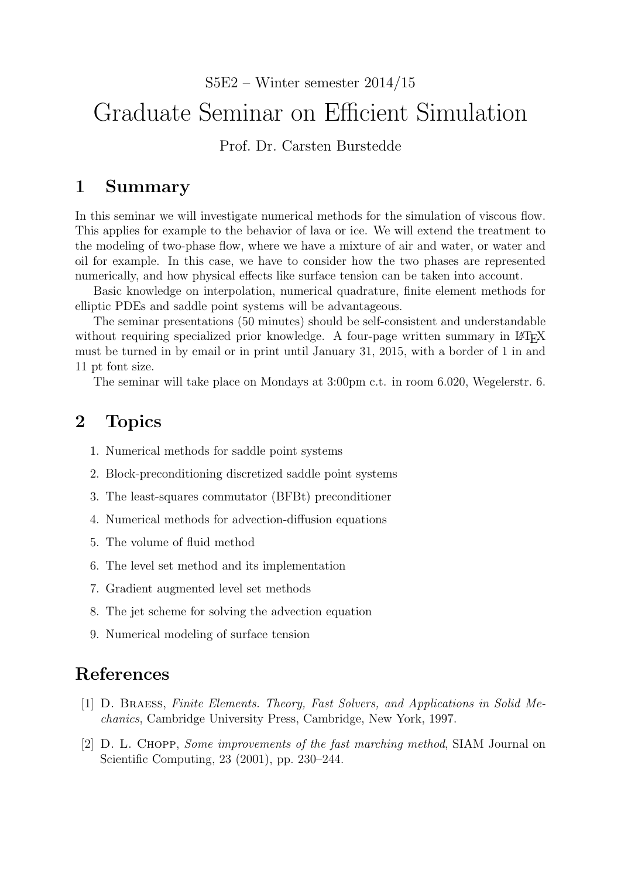S5E2 – Winter semester 2014/15

# Graduate Seminar on Efficient Simulation

Prof. Dr. Carsten Burstedde

## 1 Summary

In this seminar we will investigate numerical methods for the simulation of viscous flow. This applies for example to the behavior of lava or ice. We will extend the treatment to the modeling of two-phase flow, where we have a mixture of air and water, or water and oil for example. In this case, we have to consider how the two phases are represented numerically, and how physical effects like surface tension can be taken into account.

Basic knowledge on interpolation, numerical quadrature, finite element methods for elliptic PDEs and saddle point systems will be advantageous.

The seminar presentations (50 minutes) should be self-consistent and understandable without requiring specialized prior knowledge. A four-page written summary in LaTeX must be turned in by email or in print until January 31, 2015, with a border of 1 in and 11 pt font size.

The seminar will take place on Mondays at 3:00pm c.t. in room 6.020, Wegelerstr. 6.

## 2 Topics

1. Numerical methods for saddle point systems
2. Block-preconditioning discretized saddle point systems
3. The least-squares commutator (BFBt) preconditioner
4. Numerical methods for advection-diffusion equations
5. The volume of fluid method
6. The level set method and its implementation
7. Gradient augmented level set methods
8. The jet scheme for solving the advection equation
9. Numerical modeling of surface tension

## References

[1] D. Braess, *Finite Elements. Theory, Fast Solvers, and Applications in Solid Mechanics*, Cambridge University Press, Cambridge, New York, 1997.

[2] D. L. Chopp, *Some improvements of the fast marching method*, SIAM Journal on Scientific Computing, 23 (2001), pp. 230–244.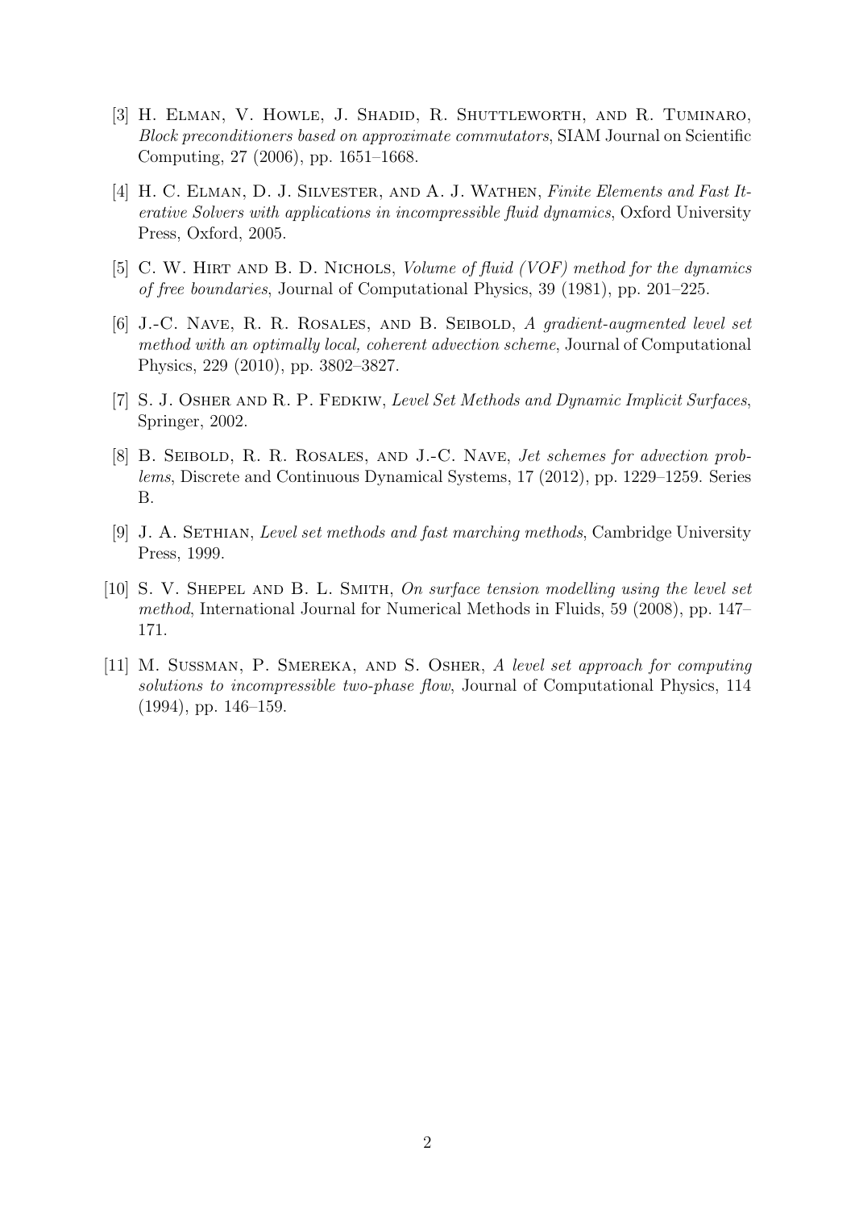[3] H. Elman, V. Howle, J. Shadid, R. Shuttleworth, and R. Tuminaro, *Block preconditioners based on approximate commutators*, SIAM Journal on Scientific Computing, 27 (2006), pp. 1651–1668.

[4] H. C. Elman, D. J. Silvester, and A. J. Wathen, *Finite Elements and Fast Iterative Solvers with applications in incompressible fluid dynamics*, Oxford University Press, Oxford, 2005.

[5] C. W. Hirt and B. D. Nichols, *Volume of fluid (VOF) method for the dynamics of free boundaries*, Journal of Computational Physics, 39 (1981), pp. 201–225.

[6] J.-C. Nave, R. R. Rosales, and B. Seibold, *A gradient-augmented level set method with an optimally local, coherent advection scheme*, Journal of Computational Physics, 229 (2010), pp. 3802–3827.

[7] S. J. Osher and R. P. Fedkiw, *Level Set Methods and Dynamic Implicit Surfaces*, Springer, 2002.

[8] B. Seibold, R. R. Rosales, and J.-C. Nave, *Jet schemes for advection problems*, Discrete and Continuous Dynamical Systems, 17 (2012), pp. 1229–1259. Series B.

[9] J. A. Sethian, *Level set methods and fast marching methods*, Cambridge University Press, 1999.

[10] S. V. Shepel and B. L. Smith, *On surface tension modelling using the level set method*, International Journal for Numerical Methods in Fluids, 59 (2008), pp. 147–171.

[11] M. Sussman, P. Smereka, and S. Osher, *A level set approach for computing solutions to incompressible two-phase flow*, Journal of Computational Physics, 114 (1994), pp. 146–159.